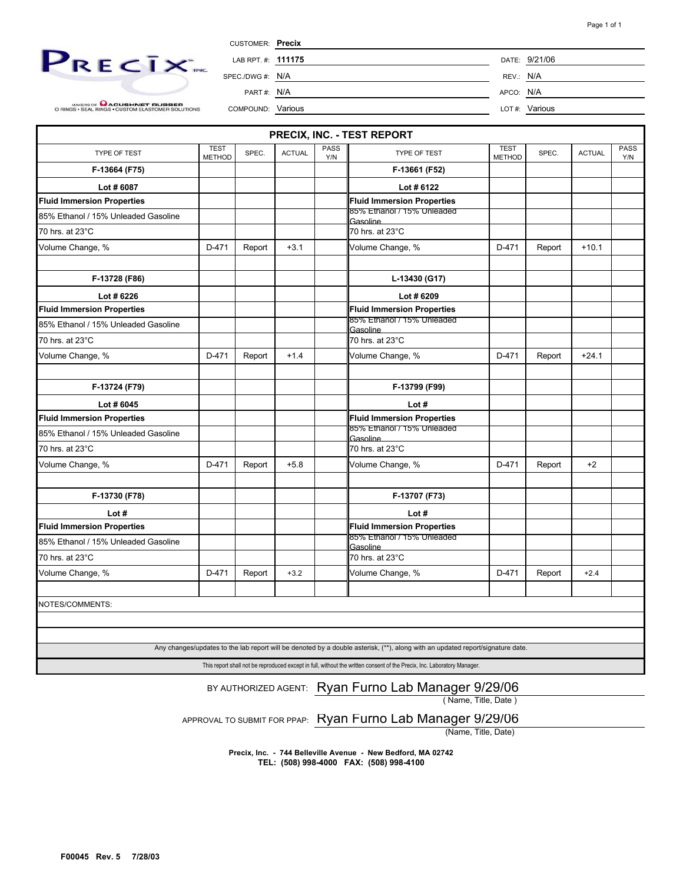**PRECIX**
MAKERS OF ACUSHNET RUBBER
O RINGS • SEAL RINGS • CUSTOM ELASTOMER SOLUTIONS

| | | | |
|---|---|---|---|
| CUSTOMER: | **Precix** | | |
| LAB RPT. #: | **111175** | DATE: | 9/21/06 |
| SPEC./DWG #: | N/A | REV.: | N/A |
| PART #: | N/A | APCO: | N/A |
| COMPOUND: | Various | LOT #: | Various |

## PRECIX, INC. - TEST REPORT

| TYPE OF TEST | TEST METHOD | SPEC. | ACTUAL | PASS Y/N | TYPE OF TEST | TEST METHOD | SPEC. | ACTUAL | PASS Y/N |
|---|---|---|---|---|---|---|---|---|---|
| **F-13664 (F75)** | | | | | **F-13661 (F52)** | | | | |
| **Lot # 6087** | | | | | **Lot # 6122** | | | | |
| **Fluid Immersion Properties** | | | | | **Fluid Immersion Properties** | | | | |
| 85% Ethanol / 15% Unleaded Gasoline | | | | | 85% Ethanol / 15% Unleaded Gasoline | | | | |
| 70 hrs. at 23°C | | | | | 70 hrs. at 23°C | | | | |
| Volume Change, % | D-471 | Report | +3.1 | | Volume Change, % | D-471 | Report | +10.1 | |
| | | | | | | | | | |
| **F-13728 (F86)** | | | | | **L-13430 (G17)** | | | | |
| **Lot # 6226** | | | | | **Lot # 6209** | | | | |
| **Fluid Immersion Properties** | | | | | **Fluid Immersion Properties** | | | | |
| 85% Ethanol / 15% Unleaded Gasoline | | | | | 85% Ethanol / 15% Unleaded Gasoline | | | | |
| 70 hrs. at 23°C | | | | | 70 hrs. at 23°C | | | | |
| Volume Change, % | D-471 | Report | +1.4 | | Volume Change, % | D-471 | Report | +24.1 | |
| | | | | | | | | | |
| **F-13724 (F79)** | | | | | **F-13799 (F99)** | | | | |
| **Lot # 6045** | | | | | **Lot #** | | | | |
| **Fluid Immersion Properties** | | | | | **Fluid Immersion Properties** | | | | |
| 85% Ethanol / 15% Unleaded Gasoline | | | | | 85% Ethanol / 15% Unleaded Gasoline | | | | |
| 70 hrs. at 23°C | | | | | 70 hrs. at 23°C | | | | |
| Volume Change, % | D-471 | Report | +5.8 | | Volume Change, % | D-471 | Report | +2 | |
| | | | | | | | | | |
| **F-13730 (F78)** | | | | | **F-13707 (F73)** | | | | |
| **Lot #** | | | | | **Lot #** | | | | |
| **Fluid Immersion Properties** | | | | | **Fluid Immersion Properties** | | | | |
| 85% Ethanol / 15% Unleaded Gasoline | | | | | 85% Ethanol / 15% Unleaded Gasoline | | | | |
| 70 hrs. at 23°C | | | | | 70 hrs. at 23°C | | | | |
| Volume Change, % | D-471 | Report | +3.2 | | Volume Change, % | D-471 | Report | +2.4 | |

NOTES/COMMENTS:

Any changes/updates to the lab report will be denoted by a double asterisk, (**), along with an updated report/signature date.

This report shall not be reproduced except in full, without the written consent of the Precix, Inc. Laboratory Manager.

BY AUTHORIZED AGENT: Ryan Furno Lab Manager 9/29/06
( Name, Title, Date )

APPROVAL TO SUBMIT FOR PPAP: Ryan Furno Lab Manager 9/29/06
(Name, Title, Date)

**Precix, Inc. - 744 Belleville Avenue - New Bedford, MA 02742**
**TEL: (508) 998-4000 FAX: (508) 998-4100**

**F00045 Rev. 5 7/28/03**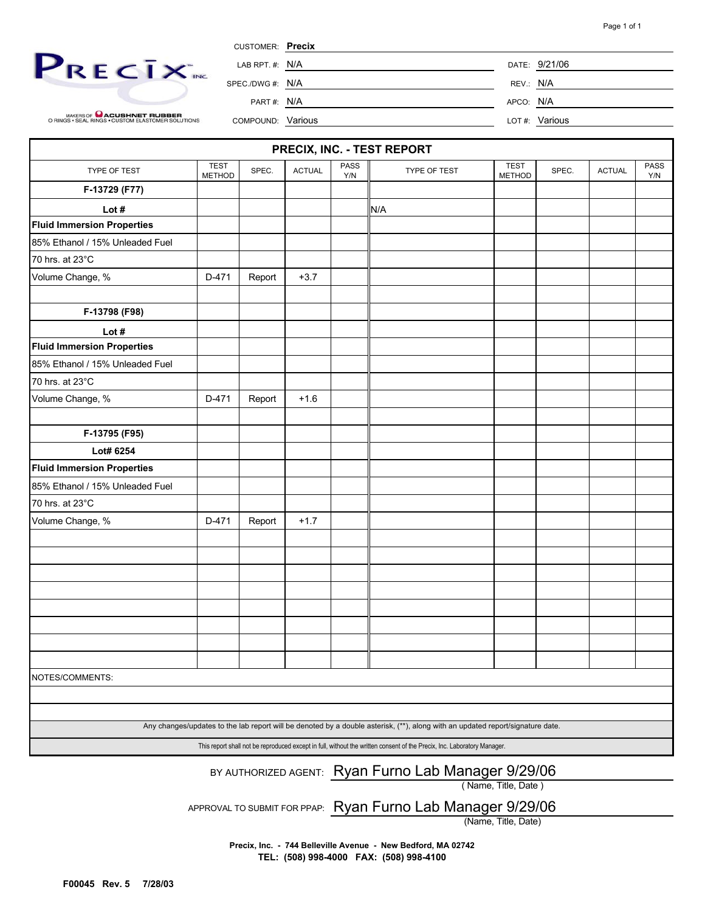PRECIX INC.

MAKERS OF ACUSHNET RUBBER
O RINGS • SEAL RINGS • CUSTOM ELASTOMER SOLUTIONS

| | | | |
|---|---|---|---|
| CUSTOMER: | **Precix** | | |
| LAB RPT. #: | N/A | DATE: | 9/21/06 |
| SPEC./DWG #: | N/A | REV.: | N/A |
| PART #: | N/A | APCO: | N/A |
| COMPOUND: | Various | LOT #: | Various |

## PRECIX, INC. - TEST REPORT

| TYPE OF TEST | TEST METHOD | SPEC. | ACTUAL | PASS Y/N | TYPE OF TEST | TEST METHOD | SPEC. | ACTUAL | PASS Y/N |
|---|---|---|---|---|---|---|---|---|---|
| **F-13729 (F77)** | | | | | | | | | |
| **Lot #** | | | | | N/A | | | | |
| **Fluid Immersion Properties** | | | | | | | | | |
| 85% Ethanol / 15% Unleaded Fuel | | | | | | | | | |
| 70 hrs. at 23°C | | | | | | | | | |
| Volume Change, % | D-471 | Report | +3.7 | | | | | | |
| | | | | | | | | | |
| **F-13798 (F98)** | | | | | | | | | |
| **Lot #** | | | | | | | | | |
| **Fluid Immersion Properties** | | | | | | | | | |
| 85% Ethanol / 15% Unleaded Fuel | | | | | | | | | |
| 70 hrs. at 23°C | | | | | | | | | |
| Volume Change, % | D-471 | Report | +1.6 | | | | | | |
| | | | | | | | | | |
| **F-13795 (F95)** | | | | | | | | | |
| **Lot# 6254** | | | | | | | | | |
| **Fluid Immersion Properties** | | | | | | | | | |
| 85% Ethanol / 15% Unleaded Fuel | | | | | | | | | |
| 70 hrs. at 23°C | | | | | | | | | |
| Volume Change, % | D-471 | Report | +1.7 | | | | | | |

NOTES/COMMENTS:

Any changes/updates to the lab report will be denoted by a double asterisk, (**), along with an updated report/signature date.

This report shall not be reproduced except in full, without the written consent of the Precix, Inc. Laboratory Manager.

BY AUTHORIZED AGENT: Ryan Furno Lab Manager 9/29/06
( Name, Title, Date )

APPROVAL TO SUBMIT FOR PPAP: Ryan Furno Lab Manager 9/29/06
(Name, Title, Date)

**Precix, Inc. - 744 Belleville Avenue - New Bedford, MA 02742**
**TEL: (508) 998-4000 FAX: (508) 998-4100**

**F00045 Rev. 5 7/28/03**